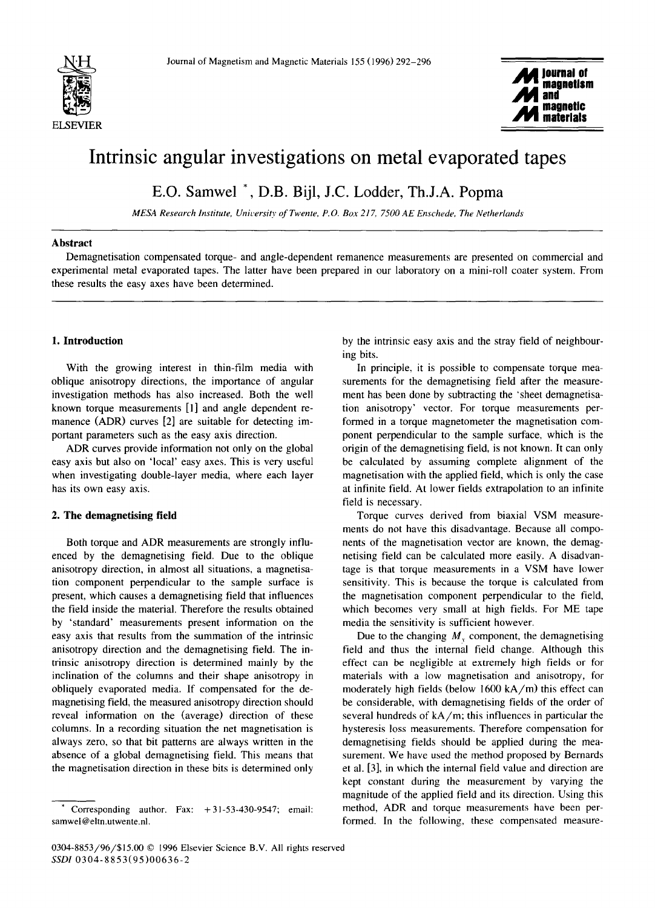# Intrinsic angular investigations on metal evaporated tapes

E.O. Samwel *, D.B. Bijl, J.C. Lodder, Th.J.A. Popma

*MESA Research Institute, University of Twente, P.O. Box 217, 7500 AE Enschede, The Netherlands*

## Abstract

Demagnetisation compensated torque- and angle-dependent remanence measurements are presented on commercial and experimental metal evaporated tapes. The latter have been prepared in our laboratory on a mini-roll coater system. From these results the easy axes have been determined.

## 1. Introduction

With the growing interest in thin-film media with oblique anisotropy directions, the importance of angular investigation methods has also increased. Both the well known torque measurements [1] and angle dependent remanence (ADR) curves [2] are suitable for detecting important parameters such as the easy axis direction.

ADR curves provide information not only on the global easy axis but also on 'local' easy axes. This is very useful when investigating double-layer media, where each layer has its own easy axis.

## 2. The demagnetising field

Both torque and ADR measurements are strongly influenced by the demagnetising field. Due to the oblique anisotropy direction, in almost all situations, a magnetisation component perpendicular to the sample surface is present, which causes a demagnetising field that influences the field inside the material. Therefore the results obtained by 'standard' measurements present information on the easy axis that results from the summation of the intrinsic anisotropy direction and the demagnetising field. The intrinsic anisotropy direction is determined mainly by the inclination of the columns and their shape anisotropy in obliquely evaporated media. If compensated for the demagnetising field, the measured anisotropy direction should reveal information on the (average) direction of these columns. In a recording situation the net magnetisation is always zero, so that bit patterns are always written in the absence of a global demagnetising field. This means that the magnetisation direction in these bits is determined only by the intrinsic easy axis and the stray field of neighbouring bits.

In principle, it is possible to compensate torque measurements for the demagnetising field after the measurement has been done by subtracting the 'sheet demagnetisation anisotropy' vector. For torque measurements performed in a torque magnetometer the magnetisation component perpendicular to the sample surface, which is the origin of the demagnetising field, is not known. It can only be calculated by assuming complete alignment of the magnetisation with the applied field, which is only the case at infinite field. At lower fields extrapolation to an infinite field is necessary.

Torque curves derived from biaxial VSM measurements do not have this disadvantage. Because all components of the magnetisation vector are known, the demagnetising field can be calculated more easily. A disadvantage is that torque measurements in a VSM have lower sensitivity. This is because the torque is calculated from the magnetisation component perpendicular to the field, which becomes very small at high fields. For ME tape media the sensitivity is sufficient however.

Due to the changing $M_y$ component, the demagnetising field and thus the internal field change. Although this effect can be negligible at extremely high fields or for materials with a low magnetisation and anisotropy, for moderately high fields (below 1600 kA/m) this effect can be considerable, with demagnetising fields of the order of several hundreds of kA/m; this influences in particular the hysteresis loss measurements. Therefore compensation for demagnetising fields should be applied during the measurement. We have used the method proposed by Bernards et al. [3], in which the internal field value and direction are kept constant during the measurement by varying the magnitude of the applied field and its direction. Using this method, ADR and torque measurements have been performed. In the following, these compensated measure-

* Corresponding author. Fax: +31-53-430-9547; email: samwel@eltn.utwente.nl.

0304-8853/96/$15.00 © 1996 Elsevier Science B.V. All rights reserved
SSDI 0304-8853(95)00636-2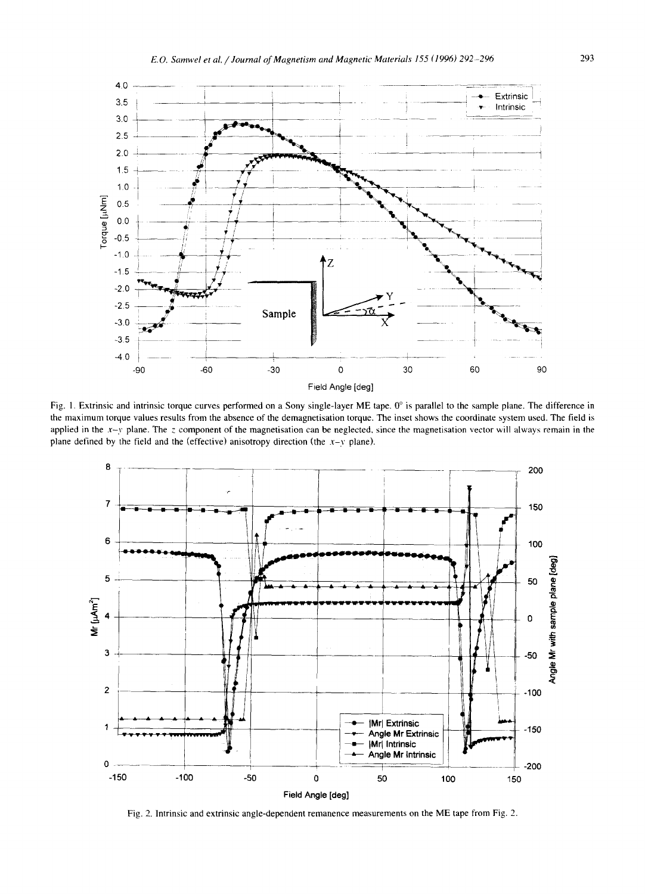Fig. 1. Extrinsic and intrinsic torque curves performed on a Sony single-layer ME tape. 0° is parallel to the sample plane. The difference in the maximum torque values results from the absence of the demagnetisation torque. The inset shows the coordinate system used. The field is applied in the $x$–$y$ plane. The $z$ component of the magnetisation can be neglected, since the magnetisation vector will always remain in the plane defined by the field and the (effective) anisotropy direction (the $x$–$y$ plane).

Fig. 2. Intrinsic and extrinsic angle-dependent remanence measurements on the ME tape from Fig. 2.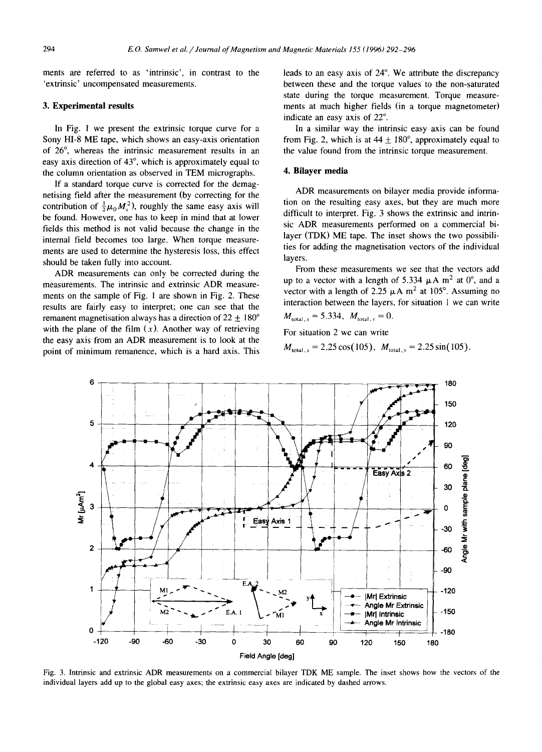ments are referred to as 'intrinsic', in contrast to the 'extrinsic' uncompensated measurements.

## 3. Experimental results

In Fig. 1 we present the extrinsic torque curve for a Sony HI-8 ME tape, which shows an easy-axis orientation of 26°, whereas the intrinsic measurement results in an easy axis direction of 43°, which is approximately equal to the column orientation as observed in TEM micrographs.

If a standard torque curve is corrected for the demagnetising field after the measurement (by correcting for the contribution of $\frac{1}{2}\mu_0 M_s^2$), roughly the same easy axis will be found. However, one has to keep in mind that at lower fields this method is not valid because the change in the internal field becomes too large. When torque measurements are used to determine the hysteresis loss, this effect should be taken fully into account.

ADR measurements can only be corrected during the measurements. The intrinsic and extrinsic ADR measurements on the sample of Fig. 1 are shown in Fig. 2. These results are fairly easy to interpret; one can see that the remanent magnetisation always has a direction of $22 \pm 180°$ with the plane of the film ($x$). Another way of retrieving the easy axis from an ADR measurement is to look at the point of minimum remanence, which is a hard axis. This leads to an easy axis of 24°. We attribute the discrepancy between these and the torque values to the non-saturated state during the torque measurement. Torque measurements at much higher fields (in a torque magnetometer) indicate an easy axis of 22°.

In a similar way the intrinsic easy axis can be found from Fig. 2, which is at $44 \pm 180°$, approximately equal to the value found from the intrinsic torque measurement.

## 4. Bilayer media

ADR measurements on bilayer media provide information on the resulting easy axes, but they are much more difficult to interpret. Fig. 3 shows the extrinsic and intrinsic ADR measurements performed on a commercial bilayer (TDK) ME tape. The inset shows the two possibilities for adding the magnetisation vectors of the individual layers.

From these measurements we see that the vectors add up to a vector with a length of 5.334 μA m² at 0°, and a vector with a length of 2.25 μA m² at 105°. Assuming no interaction between the layers, for situation 1 we can write

$$M_{\text{total},x} = 5.334, \quad M_{\text{total},y} = 0.$$

For situation 2 we can write

$$M_{\text{total},x} = 2.25\cos(105), \quad M_{\text{total},y} = 2.25\sin(105).$$

Fig. 3. Intrinsic and extrinsic ADR measurements on a commercial bilayer TDK ME sample. The inset shows how the vectors of the individual layers add up to the global easy axes; the extrinsic easy axes are indicated by dashed arrows.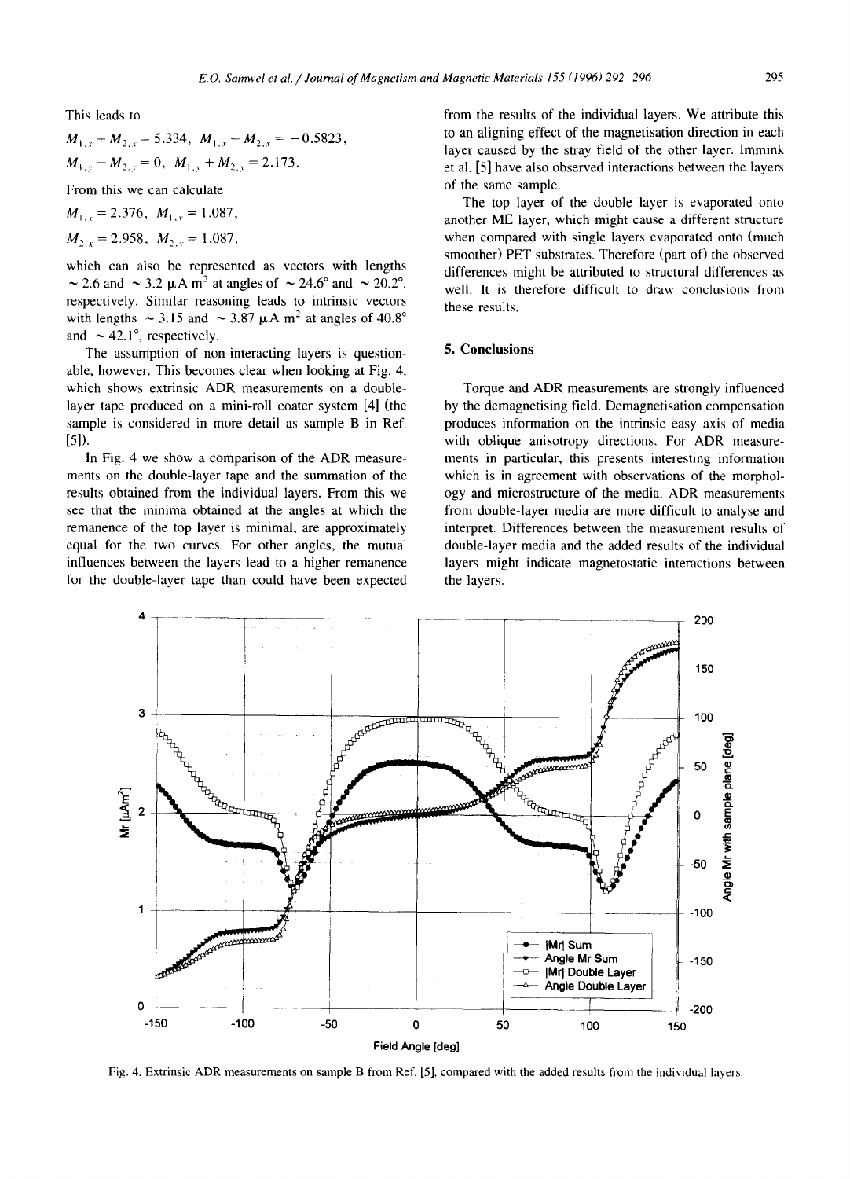This leads to

$M_{1,x} + M_{2,x} = 5.334,\ M_{1,x} - M_{2,x} = -0.5823,$

$M_{1,y} - M_{2,y} = 0,\ M_{1,y} + M_{2,y} = 2.173.$

From this we can calculate

$M_{1,x} = 2.376,\ M_{1,y} = 1.087,$

$M_{2,x} = 2.958,\ M_{2,y} = 1.087,$

which can also be represented as vectors with lengths ~ 2.6 and ~ 3.2 $\mu$A m$^2$ at angles of ~ 24.6° and ~ 20.2°, respectively. Similar reasoning leads to intrinsic vectors with lengths ~ 3.15 and ~ 3.87 $\mu$A m$^2$ at angles of 40.8° and ~ 42.1°, respectively.

The assumption of non-interacting layers is questionable, however. This becomes clear when looking at Fig. 4, which shows extrinsic ADR measurements on a double-layer tape produced on a mini-roll coater system [4] (the sample is considered in more detail as sample B in Ref. [5]).

In Fig. 4 we show a comparison of the ADR measurements on the double-layer tape and the summation of the results obtained from the individual layers. From this we see that the minima obtained at the angles at which the remanence of the top layer is minimal, are approximately equal for the two curves. For other angles, the mutual influences between the layers lead to a higher remanence for the double-layer tape than could have been expected from the results of the individual layers. We attribute this to an aligning effect of the magnetisation direction in each layer caused by the stray field of the other layer. Immink et al. [5] have also observed interactions between the layers of the same sample.

The top layer of the double layer is evaporated onto another ME layer, which might cause a different structure when compared with single layers evaporated onto (much smoother) PET substrates. Therefore (part of) the observed differences might be attributed to structural differences as well. It is therefore difficult to draw conclusions from these results.

## 5. Conclusions

Torque and ADR measurements are strongly influenced by the demagnetising field. Demagnetisation compensation produces information on the intrinsic easy axis of media with oblique anisotropy directions. For ADR measurements in particular, this presents interesting information which is in agreement with observations of the morphology and microstructure of the media. ADR measurements from double-layer media are more difficult to analyse and interpret. Differences between the measurement results of double-layer media and the added results of the individual layers might indicate magnetostatic interactions between the layers.

Fig. 4. Extrinsic ADR measurements on sample B from Ref. [5], compared with the added results from the individual layers.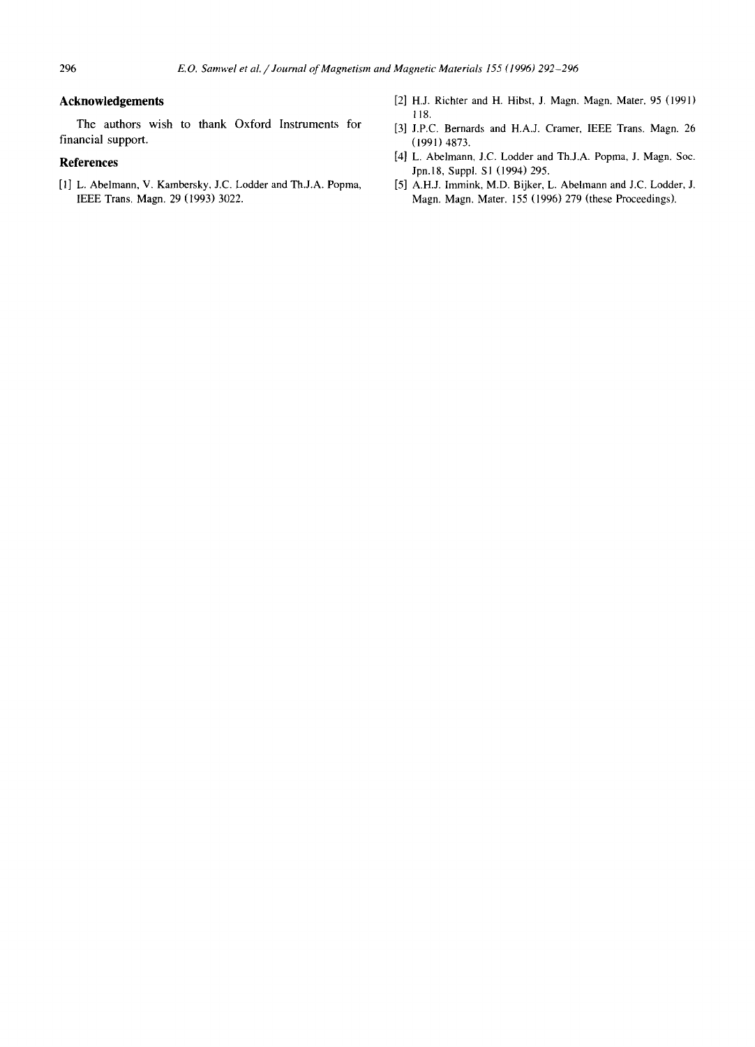## Acknowledgements

The authors wish to thank Oxford Instruments for financial support.

## References

[1] L. Abelmann, V. Kambersky, J.C. Lodder and Th.J.A. Popma, IEEE Trans. Magn. 29 (1993) 3022.

[2] H.J. Richter and H. Hibst, J. Magn. Magn. Mater. 95 (1991) 118.

[3] J.P.C. Bernards and H.A.J. Cramer, IEEE Trans. Magn. 26 (1991) 4873.

[4] L. Abelmann, J.C. Lodder and Th.J.A. Popma, J. Magn. Soc. Jpn.18, Suppl. S1 (1994) 295.

[5] A.H.J. Immink, M.D. Bijker, L. Abelmann and J.C. Lodder, J. Magn. Magn. Mater. 155 (1996) 279 (these Proceedings).